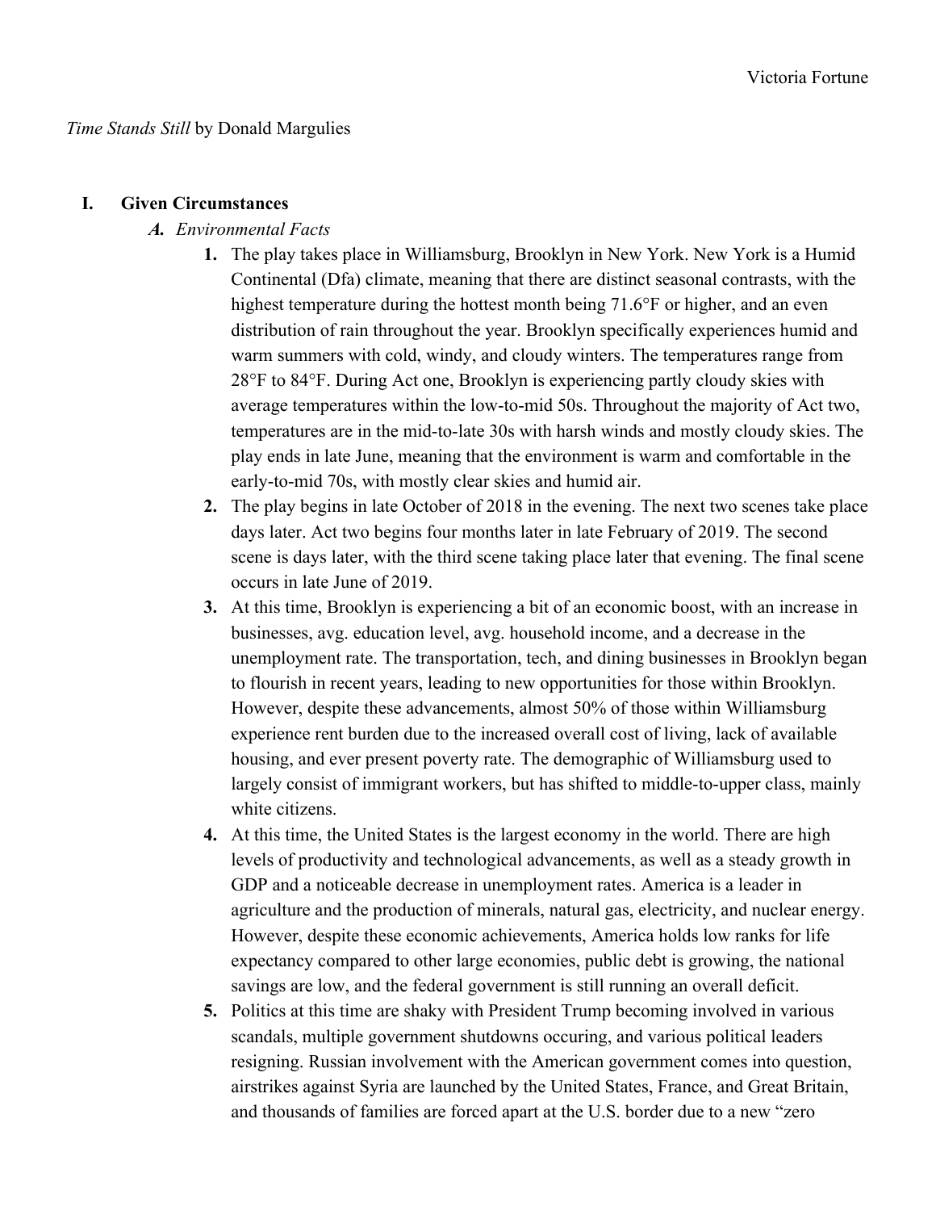Victoria Fortune

*Time Stands Still* by Donald Margulies

## I. Given Circumstances

### *A. Environmental Facts*

1. The play takes place in Williamsburg, Brooklyn in New York. New York is a Humid Continental (Dfa) climate, meaning that there are distinct seasonal contrasts, with the highest temperature during the hottest month being 71.6°F or higher, and an even distribution of rain throughout the year. Brooklyn specifically experiences humid and warm summers with cold, windy, and cloudy winters. The temperatures range from 28°F to 84°F. During Act one, Brooklyn is experiencing partly cloudy skies with average temperatures within the low-to-mid 50s. Throughout the majority of Act two, temperatures are in the mid-to-late 30s with harsh winds and mostly cloudy skies. The play ends in late June, meaning that the environment is warm and comfortable in the early-to-mid 70s, with mostly clear skies and humid air.
2. The play begins in late October of 2018 in the evening. The next two scenes take place days later. Act two begins four months later in late February of 2019. The second scene is days later, with the third scene taking place later that evening. The final scene occurs in late June of 2019.
3. At this time, Brooklyn is experiencing a bit of an economic boost, with an increase in businesses, avg. education level, avg. household income, and a decrease in the unemployment rate. The transportation, tech, and dining businesses in Brooklyn began to flourish in recent years, leading to new opportunities for those within Brooklyn. However, despite these advancements, almost 50% of those within Williamsburg experience rent burden due to the increased overall cost of living, lack of available housing, and ever present poverty rate. The demographic of Williamsburg used to largely consist of immigrant workers, but has shifted to middle-to-upper class, mainly white citizens.
4. At this time, the United States is the largest economy in the world. There are high levels of productivity and technological advancements, as well as a steady growth in GDP and a noticeable decrease in unemployment rates. America is a leader in agriculture and the production of minerals, natural gas, electricity, and nuclear energy. However, despite these economic achievements, America holds low ranks for life expectancy compared to other large economies, public debt is growing, the national savings are low, and the federal government is still running an overall deficit.
5. Politics at this time are shaky with President Trump becoming involved in various scandals, multiple government shutdowns occuring, and various political leaders resigning. Russian involvement with the American government comes into question, airstrikes against Syria are launched by the United States, France, and Great Britain, and thousands of families are forced apart at the U.S. border due to a new "zero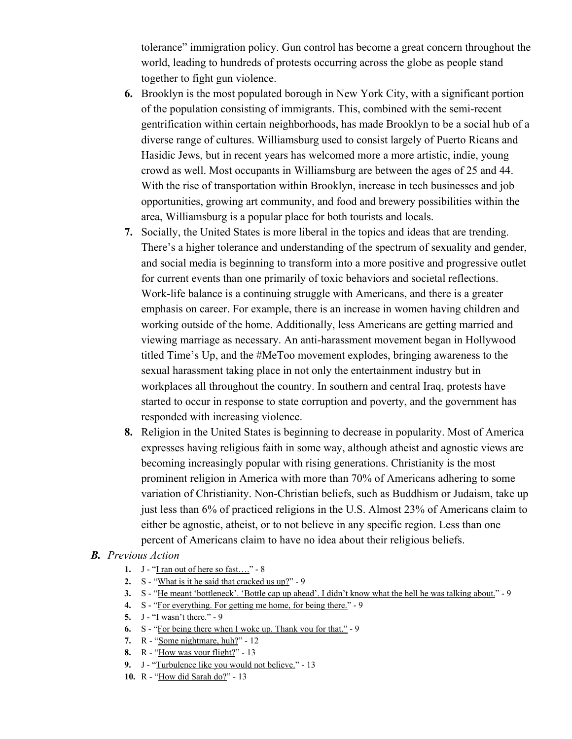tolerance" immigration policy. Gun control has become a great concern throughout the world, leading to hundreds of protests occurring across the globe as people stand together to fight gun violence.

6. Brooklyn is the most populated borough in New York City, with a significant portion of the population consisting of immigrants. This, combined with the semi-recent gentrification within certain neighborhoods, has made Brooklyn to be a social hub of a diverse range of cultures. Williamsburg used to consist largely of Puerto Ricans and Hasidic Jews, but in recent years has welcomed more a more artistic, indie, young crowd as well. Most occupants in Williamsburg are between the ages of 25 and 44. With the rise of transportation within Brooklyn, increase in tech businesses and job opportunities, growing art community, and food and brewery possibilities within the area, Williamsburg is a popular place for both tourists and locals.
7. Socially, the United States is more liberal in the topics and ideas that are trending. There's a higher tolerance and understanding of the spectrum of sexuality and gender, and social media is beginning to transform into a more positive and progressive outlet for current events than one primarily of toxic behaviors and societal reflections. Work-life balance is a continuing struggle with Americans, and there is a greater emphasis on career. For example, there is an increase in women having children and working outside of the home. Additionally, less Americans are getting married and viewing marriage as necessary. An anti-harassment movement began in Hollywood titled Time's Up, and the #MeToo movement explodes, bringing awareness to the sexual harassment taking place in not only the entertainment industry but in workplaces all throughout the country. In southern and central Iraq, protests have started to occur in response to state corruption and poverty, and the government has responded with increasing violence.
8. Religion in the United States is beginning to decrease in popularity. Most of America expresses having religious faith in some way, although atheist and agnostic views are becoming increasingly popular with rising generations. Christianity is the most prominent religion in America with more than 70% of Americans adhering to some variation of Christianity. Non-Christian beliefs, such as Buddhism or Judaism, take up just less than 6% of practiced religions in the U.S. Almost 23% of Americans claim to either be agnostic, atheist, or to not believe in any specific region. Less than one percent of Americans claim to have no idea about their religious beliefs.

### *B. Previous Action*

1. J - "<u>I ran out of here so fast….</u>" - 8
2. S - "<u>What is it he said that cracked us up?</u>" - 9
3. S - "<u>He meant 'bottleneck'. 'Bottle cap up ahead'. I didn't know what the hell he was talking about.</u>" - 9
4. S - "<u>For everything. For getting me home, for being there.</u>" - 9
5. J - "<u>I wasn't there.</u>" - 9
6. S - "<u>For being there when I woke up. Thank you for that.</u>" - 9
7. R - "<u>Some nightmare, huh?</u>" - 12
8. R - "<u>How was your flight?</u>" - 13
9. J - "<u>Turbulence like you would not believe.</u>" - 13
10. R - "<u>How did Sarah do?</u>" - 13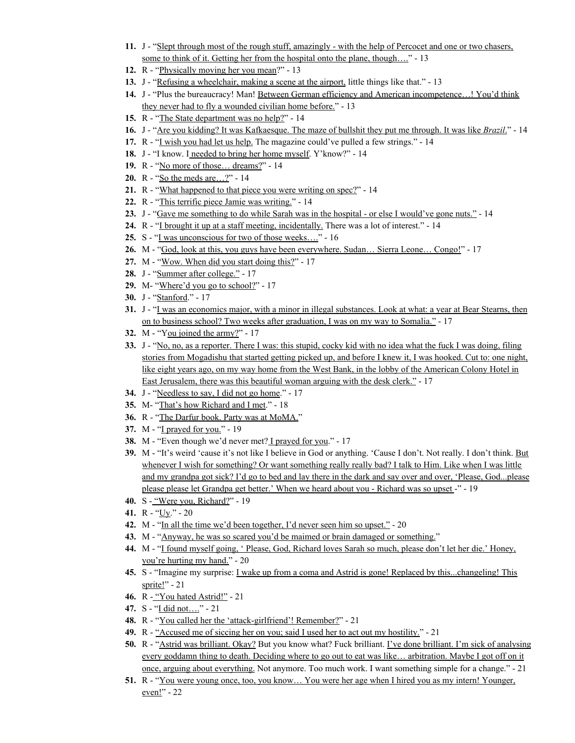11. J - "Slept through most of the rough stuff, amazingly - with the help of Percocet and one or two chasers, some to think of it. Getting her from the hospital onto the plane, though…." - 13
12. R - "Physically moving her you mean?" - 13
13. J - "Refusing a wheelchair, making a scene at the airport, little things like that." - 13
14. J - "Plus the bureaucracy! Man! Between German efficiency and American incompetence…! You'd think they never had to fly a wounded civilian home before." - 13
15. R - "The State department was no help?" - 14
16. J - "Are you kidding? It was Kafkaesque. The maze of bullshit they put me through. It was like *Brazil*." - 14
17. R - "I wish you had let us help. The magazine could've pulled a few strings." - 14
18. J - "I know. I needed to bring her home myself. Y'know?" - 14
19. R - "No more of those… dreams?" - 14
20. R - "So the meds are…?" - 14
21. R - "What happened to that piece you were writing on spec?" - 14
22. R - "This terrific piece Jamie was writing." - 14
23. J - "Gave me something to do while Sarah was in the hospital - or else I would've gone nuts." - 14
24. R - "I brought it up at a staff meeting, incidentally. There was a lot of interest." - 14
25. S - "I was unconscious for two of those weeks…." - 16
26. M - "God, look at this, you guys have been everywhere. Sudan… Sierra Leone… Congo!" - 17
27. M - "Wow. When did you start doing this?" - 17
28. J - "Summer after college." - 17
29. M- "Where'd you go to school?" - 17
30. J - "Stanford." - 17
31. J - "I was an economics major, with a minor in illegal substances. Look at what: a year at Bear Stearns, then on to business school? Two weeks after graduation, I was on my way to Somalia." - 17
32. M - "You joined the army?" - 17
33. J - "No, no, as a reporter. There I was: this stupid, cocky kid with no idea what the fuck I was doing, filing stories from Mogadishu that started getting picked up, and before I knew it, I was hooked. Cut to: one night, like eight years ago, on my way home from the West Bank, in the lobby of the American Colony Hotel in East Jerusalem, there was this beautiful woman arguing with the desk clerk." - 17
34. J - "Needless to say, I did not go home." - 17
35. M- "That's how Richard and I met." - 18
36. R - "The Darfur book. Party was at MoMA."
37. M - "I prayed for you." - 19
38. M - "Even though we'd never met? I prayed for you." - 17
39. M - "It's weird 'cause it's not like I believe in God or anything. 'Cause I don't. Not really. I don't think. But whenever I wish for something? Or want something really really bad? I talk to Him. Like when I was little and my grandpa got sick? I'd go to bed and lay there in the dark and say over and over, 'Please, God...please please please let Grandpa get better.' When we heard about you - Richard was so upset -" - 19
40. S - "Were you, Richard?" - 19
41. R - "Uy." - 20
42. M - "In all the time we'd been together, I'd never seen him so upset." - 20
43. M - "Anyway, he was so scared you'd be maimed or brain damaged or something."
44. M - "I found myself going, ' Please, God, Richard loves Sarah so much, please don't let her die.' Honey, you're hurting my hand." - 20
45. S - "Imagine my surprise: I wake up from a coma and Astrid is gone! Replaced by this...changeling! This sprite!" - 21
46. R - "You hated Astrid!" - 21
47. S - "I did not…." - 21
48. R - "You called her the 'attack-girlfriend'! Remember?" - 21
49. R - "Accused me of siccing her on you; said I used her to act out my hostility." - 21
50. R - "Astrid was brilliant. Okay? But you know what? Fuck brilliant. I've done brilliant. I'm sick of analysing every goddamn thing to death. Deciding where to go out to eat was like… arbitration. Maybe I got off on it once, arguing about everything. Not anymore. Too much work. I want something simple for a change." - 21
51. R - "You were young once, too, you know… You were her age when I hired you as my intern! Younger, even!" - 22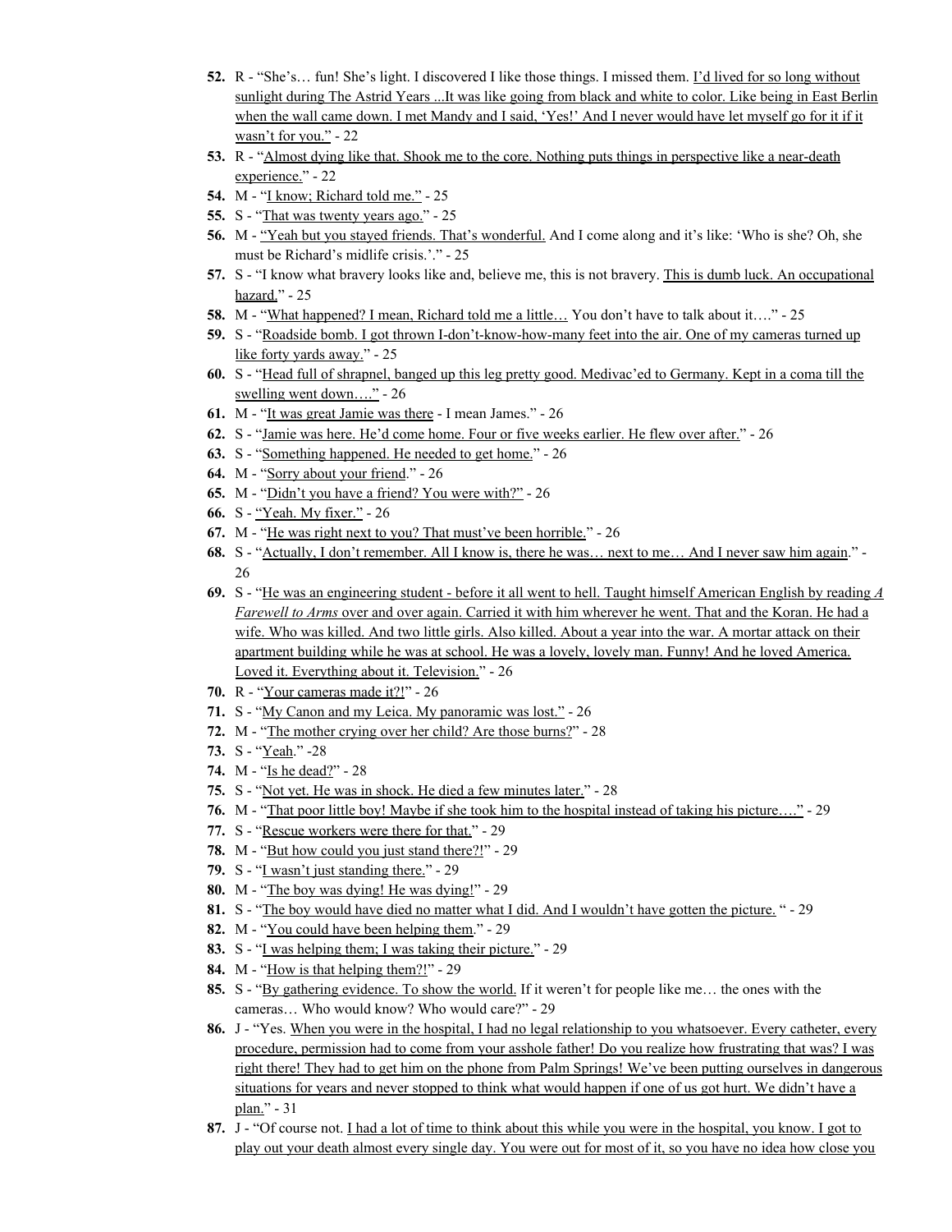52. R - "She's… fun! She's light. I discovered I like those things. I missed them. <u>I'd lived for so long without sunlight during The Astrid Years ...It was like going from black and white to color. Like being in East Berlin when the wall came down. I met Mandy and I said, 'Yes!' And I never would have let myself go for it if it wasn't for you."</u> - 22
53. R - "<u>Almost dying like that. Shook me to the core. Nothing puts things in perspective like a near-death experience.</u>" - 22
54. M - "<u>I know; Richard told me.</u>" - 25
55. S - "<u>That was twenty years ago.</u>" - 25
56. M - <u>"Yeah but you stayed friends. That's wonderful.</u> And I come along and it's like: 'Who is she? Oh, she must be Richard's midlife crisis.'." - 25
57. S - "I know what bravery looks like and, believe me, this is not bravery. <u>This is dumb luck. An occupational hazard.</u>" - 25
58. M - "<u>What happened? I mean, Richard told me a little…</u> You don't have to talk about it…." - 25
59. S - "<u>Roadside bomb. I got thrown I-don't-know-how-many feet into the air. One of my cameras turned up like forty yards away.</u>" - 25
60. S - "<u>Head full of shrapnel, banged up this leg pretty good. Medivac'ed to Germany. Kept in a coma till the swelling went down…."</u> - 26
61. M - "<u>It was great Jamie was there</u> - I mean James." - 26
62. S - "<u>Jamie was here. He'd come home. Four or five weeks earlier. He flew over after.</u>" - 26
63. S - "<u>Something happened. He needed to get home.</u>" - 26
64. M - "<u>Sorry about your friend</u>." - 26
65. M - "<u>Didn't you have a friend? You were with?</u>" - 26
66. S - <u>"Yeah. My fixer."</u> - 26
67. M - "<u>He was right next to you? That must've been horrible.</u>" - 26
68. S - "<u>Actually, I don't remember. All I know is, there he was… next to me… And I never saw him again</u>." - 26
69. S - "<u>He was an engineering student - before it all went to hell. Taught himself American English by reading *A Farewell to Arms* over and over again. Carried it with him wherever he went. That and the Koran. He had a wife. Who was killed. And two little girls. Also killed. About a year into the war. A mortar attack on their apartment building while he was at school. He was a lovely, lovely man. Funny! And he loved America. Loved it. Everything about it. Television.</u>" - 26
70. R - "<u>Your cameras made it?!</u>" - 26
71. S - "<u>My Canon and my Leica. My panoramic was lost.</u>" - 26
72. M - "<u>The mother crying over her child? Are those burns?</u>" - 28
73. S - "<u>Yeah</u>." -28
74. M - "<u>Is he dead?</u>" - 28
75. S - "<u>Not yet. He was in shock. He died a few minutes later.</u>" - 28
76. M - "<u>That poor little boy! Maybe if she took him to the hospital instead of taking his picture…."</u> - 29
77. S - "<u>Rescue workers were there for that.</u>" - 29
78. M - "<u>But how could you just stand there?!</u>" - 29
79. S - "<u>I wasn't just standing there.</u>" - 29
80. M - "<u>The boy was dying! He was dying!</u>" - 29
81. S - "<u>The boy would have died no matter what I did. And I wouldn't have gotten the picture.</u> " - 29
82. M - "<u>You could have been helping them</u>." - 29
83. S - "<u>I was helping them; I was taking their picture.</u>" - 29
84. M - "<u>How is that helping them?!</u>" - 29
85. S - "<u>By gathering evidence. To show the world.</u> If it weren't for people like me… the ones with the cameras… Who would know? Who would care?" - 29
86. J - "Yes. <u>When you were in the hospital, I had no legal relationship to you whatsoever. Every catheter, every procedure, permission had to come from your asshole father! Do you realize how frustrating that was? I was right there! They had to get him on the phone from Palm Springs! We've been putting ourselves in dangerous situations for years and never stopped to think what would happen if one of us got hurt. We didn't have a plan.</u>" - 31
87. J - "Of course not. <u>I had a lot of time to think about this while you were in the hospital, you know. I got to play out your death almost every single day. You were out for most of it, so you have no idea how close you</u>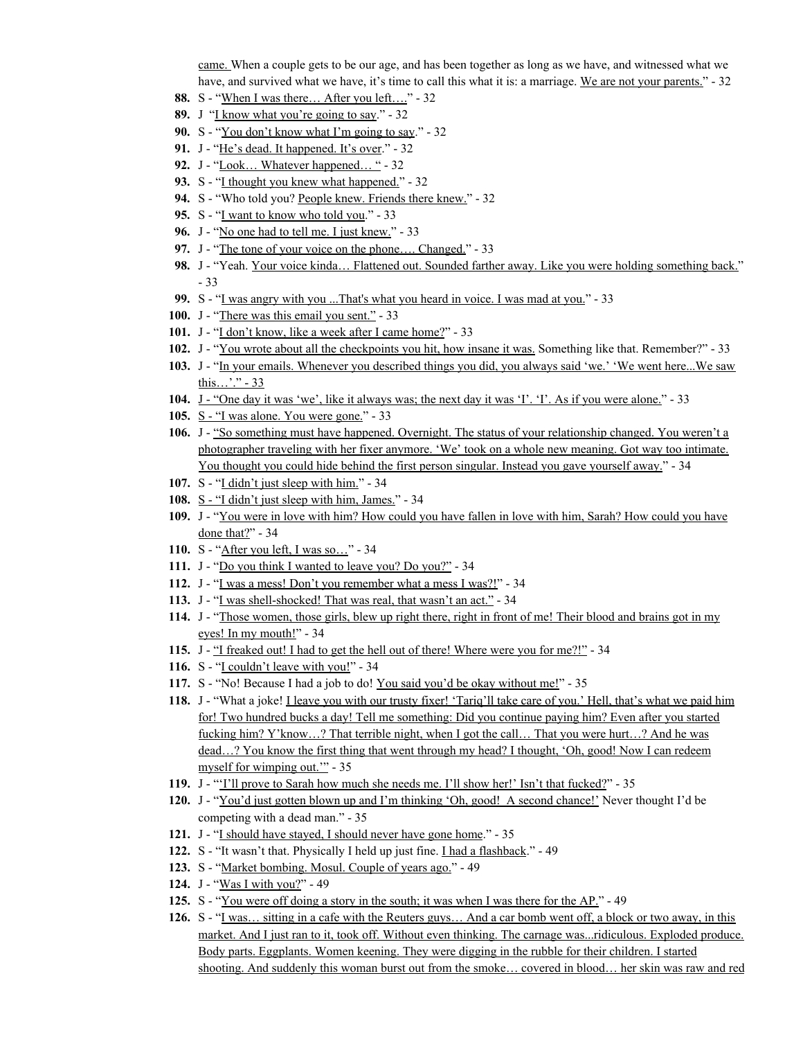came. When a couple gets to be our age, and has been together as long as we have, and witnessed what we have, and survived what we have, it's time to call this what it is: a marriage. We are not your parents." - 32

88. S - "When I was there… After you left…." - 32
89. J "I know what you're going to say." - 32
90. S - "You don't know what I'm going to say." - 32
91. J - "He's dead. It happened. It's over." - 32
92. J - "Look… Whatever happened… " - 32
93. S - "I thought you knew what happened." - 32
94. S - "Who told you? People knew. Friends there knew." - 32
95. S - "I want to know who told you." - 33
96. J - "No one had to tell me. I just knew." - 33
97. J - "The tone of your voice on the phone…. Changed." - 33
98. J - "Yeah. Your voice kinda… Flattened out. Sounded farther away. Like you were holding something back." - 33
99. S - "I was angry with you ...That's what you heard in voice. I was mad at you." - 33
100. J - "There was this email you sent." - 33
101. J - "I don't know, like a week after I came home?" - 33
102. J - "You wrote about all the checkpoints you hit, how insane it was. Something like that. Remember?" - 33
103. J - "In your emails. Whenever you described things you did, you always said 'we.' 'We went here...We saw this…'." - 33
104. J - "One day it was 'we', like it always was; the next day it was 'I'. 'I'. As if you were alone." - 33
105. S - "I was alone. You were gone." - 33
106. J - "So something must have happened. Overnight. The status of your relationship changed. You weren't a photographer traveling with her fixer anymore. 'We' took on a whole new meaning. Got way too intimate. You thought you could hide behind the first person singular. Instead you gave yourself away." - 34
107. S - "I didn't just sleep with him." - 34
108. S - "I didn't just sleep with him, James." - 34
109. J - "You were in love with him? How could you have fallen in love with him, Sarah? How could you have done that?" - 34
110. S - "After you left, I was so…" - 34
111. J - "Do you think I wanted to leave you? Do you?" - 34
112. J - "I was a mess! Don't you remember what a mess I was?!" - 34
113. J - "I was shell-shocked! That was real, that wasn't an act." - 34
114. J - "Those women, those girls, blew up right there, right in front of me! Their blood and brains got in my eyes! In my mouth!" - 34
115. J - "I freaked out! I had to get the hell out of there! Where were you for me?!" - 34
116. S - "I couldn't leave with you!" - 34
117. S - "No! Because I had a job to do! You said you'd be okay without me!" - 35
118. J - "What a joke! I leave you with our trusty fixer! 'Tariq'll take care of you.' Hell, that's what we paid him for! Two hundred bucks a day! Tell me something: Did you continue paying him? Even after you started fucking him? Y'know…? That terrible night, when I got the call… That you were hurt…? And he was dead…? You know the first thing that went through my head? I thought, 'Oh, good! Now I can redeem myself for wimping out.'" - 35
119. J - "'I'll prove to Sarah how much she needs me. I'll show her!' Isn't that fucked?" - 35
120. J - "You'd just gotten blown up and I'm thinking 'Oh, good! A second chance!' Never thought I'd be competing with a dead man." - 35
121. J - "I should have stayed, I should never have gone home." - 35
122. S - "It wasn't that. Physically I held up just fine. I had a flashback." - 49
123. S - "Market bombing. Mosul. Couple of years ago." - 49
124. J - "Was I with you?" - 49
125. S - "You were off doing a story in the south; it was when I was there for the AP." - 49
126. S - "I was… sitting in a cafe with the Reuters guys… And a car bomb went off, a block or two away, in this market. And I just ran to it, took off. Without even thinking. The carnage was...ridiculous. Exploded produce. Body parts. Eggplants. Women keening. They were digging in the rubble for their children. I started shooting. And suddenly this woman burst out from the smoke… covered in blood… her skin was raw and red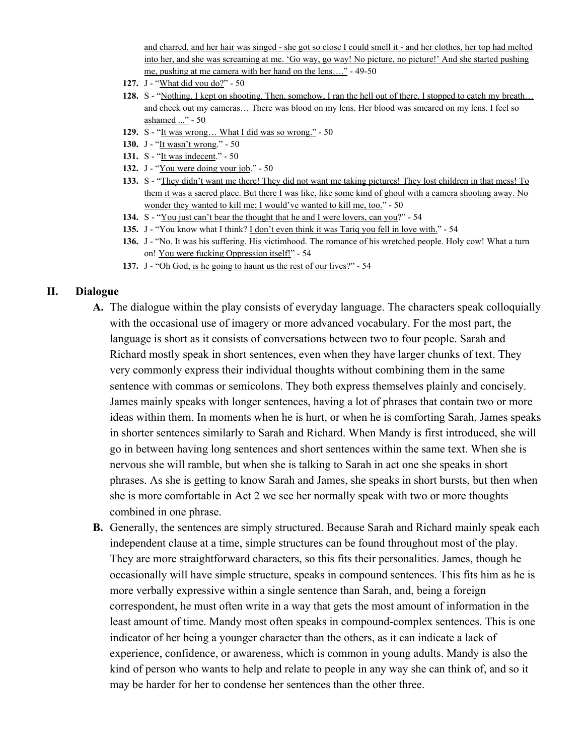and charred, and her hair was singed - she got so close I could smell it - and her clothes, her top had melted into her, and she was screaming at me. 'Go way, go way! No picture, no picture!' And she started pushing me, pushing at me camera with her hand on the lens…." - 49-50

127. J - "What did you do?" - 50
128. S - "Nothing. I kept on shooting. Then, somehow, I ran the hell out of there. I stopped to catch my breath… and check out my cameras… There was blood on my lens. Her blood was smeared on my lens. I feel so ashamed ..." - 50
129. S - "It was wrong… What I did was so wrong." - 50
130. J - "It wasn't wrong." - 50
131. S - "It was indecent." - 50
132. J - "You were doing your job." - 50
133. S - "They didn't want me there! They did not want me taking pictures! They lost children in that mess! To them it was a sacred place. But there I was like, like some kind of ghoul with a camera shooting away. No wonder they wanted to kill me; I would've wanted to kill me, too." - 50
134. S - "You just can't bear the thought that he and I were lovers, can you?" - 54
135. J - "You know what I think? I don't even think it was Tariq you fell in love with." - 54
136. J - "No. It was his suffering. His victimhood. The romance of his wretched people. Holy cow! What a turn on! You were fucking Oppression itself!" - 54
137. J - "Oh God, is he going to haunt us the rest of our lives?" - 54

## II. Dialogue

A. The dialogue within the play consists of everyday language. The characters speak colloquially with the occasional use of imagery or more advanced vocabulary. For the most part, the language is short as it consists of conversations between two to four people. Sarah and Richard mostly speak in short sentences, even when they have larger chunks of text. They very commonly express their individual thoughts without combining them in the same sentence with commas or semicolons. They both express themselves plainly and concisely. James mainly speaks with longer sentences, having a lot of phrases that contain two or more ideas within them. In moments when he is hurt, or when he is comforting Sarah, James speaks in shorter sentences similarly to Sarah and Richard. When Mandy is first introduced, she will go in between having long sentences and short sentences within the same text. When she is nervous she will ramble, but when she is talking to Sarah in act one she speaks in short phrases. As she is getting to know Sarah and James, she speaks in short bursts, but then when she is more comfortable in Act 2 we see her normally speak with two or more thoughts combined in one phrase.

B. Generally, the sentences are simply structured. Because Sarah and Richard mainly speak each independent clause at a time, simple structures can be found throughout most of the play. They are more straightforward characters, so this fits their personalities. James, though he occasionally will have simple structure, speaks in compound sentences. This fits him as he is more verbally expressive within a single sentence than Sarah, and, being a foreign correspondent, he must often write in a way that gets the most amount of information in the least amount of time. Mandy most often speaks in compound-complex sentences. This is one indicator of her being a younger character than the others, as it can indicate a lack of experience, confidence, or awareness, which is common in young adults. Mandy is also the kind of person who wants to help and relate to people in any way she can think of, and so it may be harder for her to condense her sentences than the other three.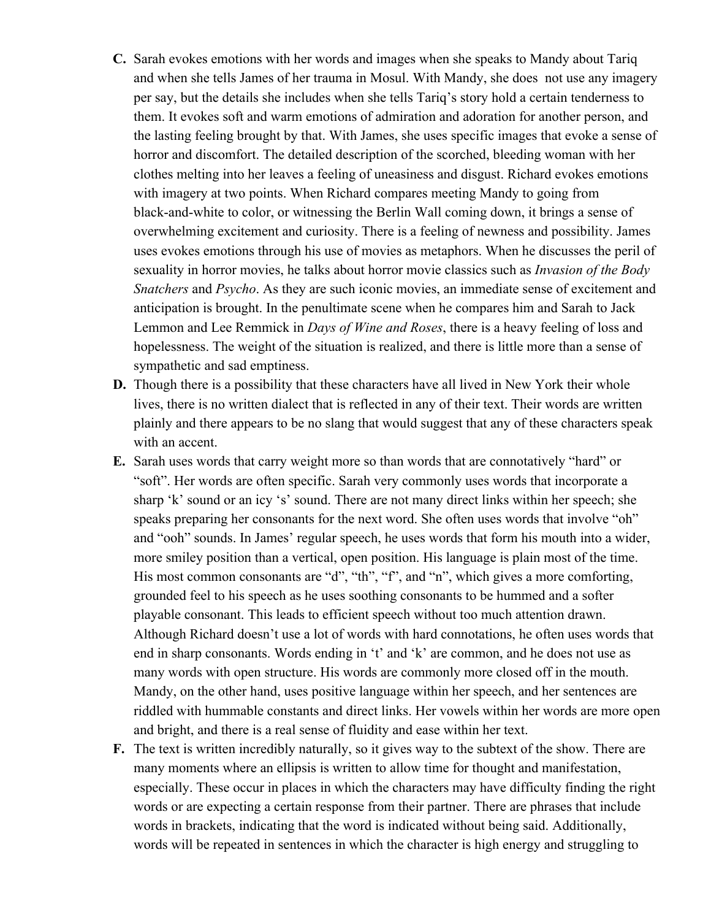**C.** Sarah evokes emotions with her words and images when she speaks to Mandy about Tariq and when she tells James of her trauma in Mosul. With Mandy, she does  not use any imagery per say, but the details she includes when she tells Tariq's story hold a certain tenderness to them. It evokes soft and warm emotions of admiration and adoration for another person, and the lasting feeling brought by that. With James, she uses specific images that evoke a sense of horror and discomfort. The detailed description of the scorched, bleeding woman with her clothes melting into her leaves a feeling of uneasiness and disgust. Richard evokes emotions with imagery at two points. When Richard compares meeting Mandy to going from black-and-white to color, or witnessing the Berlin Wall coming down, it brings a sense of overwhelming excitement and curiosity. There is a feeling of newness and possibility. James uses evokes emotions through his use of movies as metaphors. When he discusses the peril of sexuality in horror movies, he talks about horror movie classics such as *Invasion of the Body Snatchers* and *Psycho*. As they are such iconic movies, an immediate sense of excitement and anticipation is brought. In the penultimate scene when he compares him and Sarah to Jack Lemmon and Lee Remmick in *Days of Wine and Roses*, there is a heavy feeling of loss and hopelessness. The weight of the situation is realized, and there is little more than a sense of sympathetic and sad emptiness.

**D.** Though there is a possibility that these characters have all lived in New York their whole lives, there is no written dialect that is reflected in any of their text. Their words are written plainly and there appears to be no slang that would suggest that any of these characters speak with an accent.

**E.** Sarah uses words that carry weight more so than words that are connotatively "hard" or "soft". Her words are often specific. Sarah very commonly uses words that incorporate a sharp 'k' sound or an icy 's' sound. There are not many direct links within her speech; she speaks preparing her consonants for the next word. She often uses words that involve "oh" and "ooh" sounds. In James' regular speech, he uses words that form his mouth into a wider, more smiley position than a vertical, open position. His language is plain most of the time. His most common consonants are "d", "th", "f", and "n", which gives a more comforting, grounded feel to his speech as he uses soothing consonants to be hummed and a softer playable consonant. This leads to efficient speech without too much attention drawn. Although Richard doesn't use a lot of words with hard connotations, he often uses words that end in sharp consonants. Words ending in 't' and 'k' are common, and he does not use as many words with open structure. His words are commonly more closed off in the mouth. Mandy, on the other hand, uses positive language within her speech, and her sentences are riddled with hummable constants and direct links. Her vowels within her words are more open and bright, and there is a real sense of fluidity and ease within her text.

**F.** The text is written incredibly naturally, so it gives way to the subtext of the show. There are many moments where an ellipsis is written to allow time for thought and manifestation, especially. These occur in places in which the characters may have difficulty finding the right words or are expecting a certain response from their partner. There are phrases that include words in brackets, indicating that the word is indicated without being said. Additionally, words will be repeated in sentences in which the character is high energy and struggling to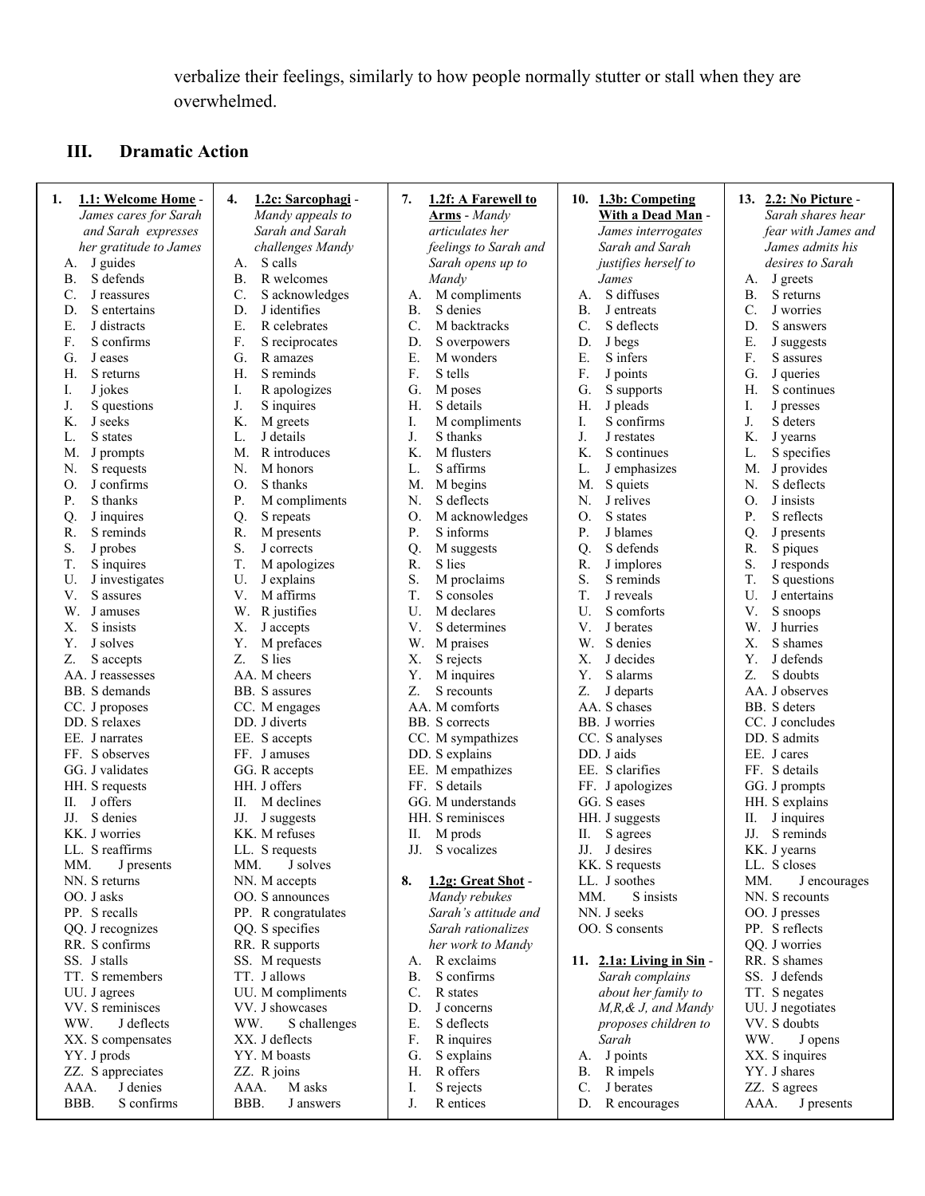verbalize their feelings, similarly to how people normally stutter or stall when they are overwhelmed.

## III. Dramatic Action

1. **1.1: Welcome Home** - *James cares for Sarah and Sarah expresses her gratitude to James*
   - A. J guides
   - B. S defends
   - C. J reassures
   - D. S entertains
   - E. J distracts
   - F. S confirms
   - G. J eases
   - H. S returns
   - I. J jokes
   - J. S questions
   - K. J seeks
   - L. S states
   - M. J prompts
   - N. S requests
   - O. J confirms
   - P. S thanks
   - Q. J inquires
   - R. S reminds
   - S. J probes
   - T. S inquires
   - U. J investigates
   - V. S assures
   - W. J amuses
   - X. S insists
   - Y. J solves
   - Z. S accepts
   - AA. J reassesses
   - BB. S demands
   - CC. J proposes
   - DD. S relaxes
   - EE. J narrates
   - FF. S observes
   - GG. J validates
   - HH. S requests
   - II. J offers
   - JJ. S denies
   - KK. J worries
   - LL. S reaffirms
   - MM. J presents
   - NN. S returns
   - OO. J asks
   - PP. S recalls
   - QQ. J recognizes
   - RR. S confirms
   - SS. J stalls
   - TT. S remembers
   - UU. J agrees
   - VV. S reminisces
   - WW. J deflects
   - XX. S compensates
   - YY. J prods
   - ZZ. S appreciates
   - AAA. J denies
   - BBB. S confirms

4. **1.2c: Sarcophagi** - *Mandy appeals to Sarah and Sarah challenges Mandy*
   - A. S calls
   - B. R welcomes
   - C. S acknowledges
   - D. J identifies
   - E. R celebrates
   - F. S reciprocates
   - G. R amazes
   - H. S reminds
   - I. R apologizes
   - J. S inquires
   - K. M greets
   - L. J details
   - M. R introduces
   - N. M honors
   - O. S thanks
   - P. M compliments
   - Q. S repeats
   - R. M presents
   - S. J corrects
   - T. M apologizes
   - U. J explains
   - V. M affirms
   - W. R justifies
   - X. J accepts
   - Y. M prefaces
   - Z. S lies
   - AA. M cheers
   - BB. S assures
   - CC. M engages
   - DD. J diverts
   - EE. S accepts
   - FF. J amuses
   - GG. R accepts
   - HH. J offers
   - II. M declines
   - JJ. J suggests
   - KK. M refuses
   - LL. S requests
   - MM. J solves
   - NN. M accepts
   - OO. S announces
   - PP. R congratulates
   - QQ. S specifies
   - RR. R supports
   - SS. M requests
   - TT. J allows
   - UU. M compliments
   - VV. J showcases
   - WW. S challenges
   - XX. J deflects
   - YY. M boasts
   - ZZ. R joins
   - AAA. M asks
   - BBB. J answers

7. **1.2f: A Farewell to Arms** - *Mandy articulates her feelings to Sarah and Sarah opens up to Mandy*
   - A. M compliments
   - B. S denies
   - C. M backtracks
   - D. S overpowers
   - E. M wonders
   - F. S tells
   - G. M poses
   - H. S details
   - I. M compliments
   - J. S thanks
   - K. M flusters
   - L. S affirms
   - M. M begins
   - N. S deflects
   - O. M acknowledges
   - P. S informs
   - Q. M suggests
   - R. S lies
   - S. M proclaims
   - T. S consoles
   - U. M declares
   - V. S determines
   - W. M praises
   - X. S rejects
   - Y. M inquires
   - Z. S recounts
   - AA. M comforts
   - BB. S corrects
   - CC. M sympathizes
   - DD. S explains
   - EE. M empathizes
   - FF. S details
   - GG. M understands
   - HH. S reminisces
   - II. M prods
   - JJ. S vocalizes

8. **1.2g: Great Shot** - *Mandy rebukes Sarah's attitude and Sarah rationalizes her work to Mandy*
   - A. R exclaims
   - B. S confirms
   - C. R states
   - D. J concerns
   - E. S deflects
   - F. R inquires
   - G. S explains
   - H. R offers
   - I. S rejects
   - J. R entices

10. **1.3b: Competing With a Dead Man** - *James interrogates Sarah and Sarah justifies herself to James*
    - A. S diffuses
    - B. J entreats
    - C. S deflects
    - D. J begs
    - E. S infers
    - F. J points
    - G. S supports
    - H. J pleads
    - I. S confirms
    - J. J restates
    - K. S continues
    - L. J emphasizes
    - M. S quiets
    - N. J relives
    - O. S states
    - P. J blames
    - Q. S defends
    - R. J implores
    - S. S reminds
    - T. J reveals
    - U. S comforts
    - V. J berates
    - W. S denies
    - X. J decides
    - Y. S alarms
    - Z. J departs
    - AA. S chases
    - BB. J worries
    - CC. S analyses
    - DD. J aids
    - EE. S clarifies
    - FF. J apologizes
    - GG. S eases
    - HH. J suggests
    - II. S agrees
    - JJ. J desires
    - KK. S requests
    - LL. J soothes
    - MM. S insists
    - NN. J seeks
    - OO. S consents

11. **2.1a: Living in Sin** - *Sarah complains about her family to M,R,& J, and Mandy proposes children to Sarah*
    - A. J points
    - B. R impels
    - C. J berates
    - D. R encourages

13. **2.2: No Picture** - *Sarah shares hear fear with James and James admits his desires to Sarah*
    - A. J greets
    - B. S returns
    - C. J worries
    - D. S answers
    - E. J suggests
    - F. S assures
    - G. J queries
    - H. S continues
    - I. J presses
    - J. S deters
    - K. J yearns
    - L. S specifies
    - M. J provides
    - N. S deflects
    - O. J insists
    - P. S reflects
    - Q. J presents
    - R. S piques
    - S. J responds
    - T. S questions
    - U. J entertains
    - V. S snoops
    - W. J hurries
    - X. S shames
    - Y. J defends
    - Z. S doubts
    - AA. J observes
    - BB. S deters
    - CC. J concludes
    - DD. S admits
    - EE. J cares
    - FF. S details
    - GG. J prompts
    - HH. S explains
    - II. J inquires
    - JJ. S reminds
    - KK. J yearns
    - LL. S closes
    - MM. J encourages
    - NN. S recounts
    - OO. J presses
    - PP. S reflects
    - QQ. J worries
    - RR. S shames
    - SS. J defends
    - TT. S negates
    - UU. J negotiates
    - VV. S doubts
    - WW. J opens
    - XX. S inquires
    - YY. J shares
    - ZZ. S agrees
    - AAA. J presents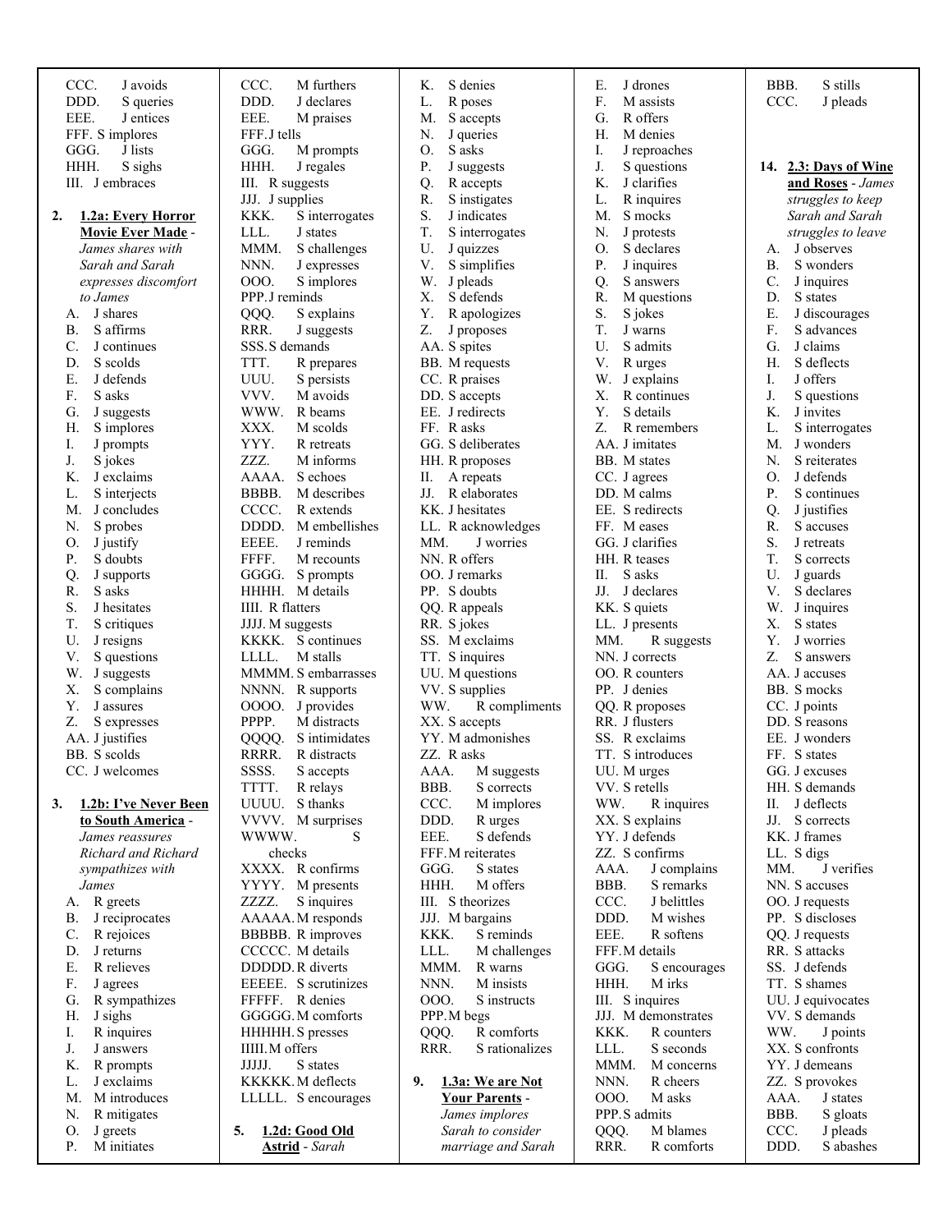CCC. J avoids
DDD. S queries
EEE. J entices
FFF. S implores
GGG. J lists
HHH. S sighs
III. J embraces

2. **1.2a: Every Horror Movie Ever Made** - *James shares with Sarah and Sarah expresses discomfort to James*

A. J shares
B. S affirms
C. J continues
D. S scolds
E. J defends
F. S asks
G. J suggests
H. S implores
I. J prompts
J. S jokes
K. J exclaims
L. S interjects
M. J concludes
N. S probes
O. J justify
P. S doubts
Q. J supports
R. S asks
S. J hesitates
T. S critiques
U. J resigns
V. S questions
W. J suggests
X. S complains
Y. J assures
Z. S expresses
AA. J justifies
BB. S scolds
CC. J welcomes

3. **1.2b: I've Never Been to South America** - *James reassures Richard and Richard sympathizes with James*

A. R greets
B. J reciprocates
C. R rejoices
D. J returns
E. R relieves
F. J agrees
G. R sympathizes
H. J sighs
I. R inquires
J. J answers
K. R prompts
L. J exclaims
M. M introduces
N. R mitigates
O. J greets
P. M initiates

CCC. M furthers
DDD. J declares
EEE. M praises
FFF. J tells
GGG. M prompts
HHH. J regales
III. R suggests
JJJ. J supplies
KKK. S interrogates
LLL. J states
MMM. S challenges
NNN. J expresses
OOO. S implores
PPP. J reminds
QQQ. S explains
RRR. J suggests
SSS. S demands
TTT. R prepares
UUU. S persists
VVV. M avoids
WWW. R beams
XXX. M scolds
YYY. R retreats
ZZZ. M informs
AAAA. S echoes
BBBB. M describes
CCCC. R extends
DDDD. M embellishes
EEEE. J reminds
FFFF. M recounts
GGGG. S prompts
HHHH. M details
IIII. R flatters
JJJJ. M suggests
KKKK. S continues
LLLL. M stalls
MMMM. S embarrasses
NNNN. R supports
OOOO. J provides
PPPP. M distracts
QQQQ. S intimidates
RRRR. R distracts
SSSS. S accepts
TTTT. R relays
UUUU. S thanks
VVVV. M surprises
WWWW. S checks
XXXX. R confirms
YYYY. M presents
ZZZZ. S inquires
AAAAA. M responds
BBBBB. R improves
CCCCC. M details
DDDDD. R diverts
EEEEE. S scrutinizes
FFFFF. R denies
GGGGG. M comforts
HHHHH. S presses
IIIII. M offers
JJJJJ. S states
KKKKK. M deflects
LLLLL. S encourages

5. **1.2d: Good Old Astrid** - *Sarah*

K. S denies
L. R poses
M. S accepts
N. J queries
O. S asks
P. J suggests
Q. R accepts
R. S instigates
S. J indicates
T. S interrogates
U. J quizzes
V. S simplifies
W. J pleads
X. S defends
Y. R apologizes
Z. J proposes
AA. S spites
BB. M requests
CC. R praises
DD. S accepts
EE. J redirects
FF. R asks
GG. S deliberates
HH. R proposes
II. A repeats
JJ. R elaborates
KK. J hesitates
LL. R acknowledges
MM. J worries
NN. R offers
OO. J remarks
PP. S doubts
QQ. R appeals
RR. S jokes
SS. M exclaims
TT. S inquires
UU. M questions
VV. S supplies
WW. R compliments
XX. S accepts
YY. M admonishes
ZZ. R asks
AAA. M suggests
BBB. S corrects
CCC. M implores
DDD. R urges
EEE. S defends
FFF. M reiterates
GGG. S states
HHH. M offers
III. S theorizes
JJJ. M bargains
KKK. S reminds
LLL. M challenges
MMM. R warns
NNN. M insists
OOO. S instructs
PPP. M begs
QQQ. R comforts
RRR. S rationalizes

9. **1.3a: We are Not Your Parents** - *James implores Sarah to consider marriage and Sarah*

E. J drones
F. M assists
G. R offers
H. M denies
I. J reproaches
J. S questions
K. J clarifies
L. R inquires
M. S mocks
N. J protests
O. S declares
P. J inquires
Q. S answers
R. M questions
S. S jokes
T. J warns
U. S admits
V. R urges
W. J explains
X. R continues
Y. S details
Z. R remembers
AA. J imitates
BB. M states
CC. J agrees
DD. M calms
EE. S redirects
FF. M eases
GG. J clarifies
HH. R teases
II. S asks
JJ. J declares
KK. S quiets
LL. J presents
MM. R suggests
NN. J corrects
OO. R counters
PP. J denies
QQ. R proposes
RR. J flusters
SS. R exclaims
TT. S introduces
UU. M urges
VV. S retells
WW. R inquires
XX. S explains
YY. J defends
ZZ. S confirms
AAA. J complains
BBB. S remarks
CCC. J belittles
DDD. M wishes
EEE. R softens
FFF. M details
GGG. S encourages
HHH. M irks
III. S inquires
JJJ. M demonstrates
KKK. R counters
LLL. S seconds
MMM. M concerns
NNN. R cheers
OOO. M asks
PPP. S admits
QQQ. M blames
RRR. R comforts

BBB. S stills
CCC. J pleads

14. **2.3: Days of Wine and Roses** - *James struggles to keep Sarah and Sarah struggles to leave*

A. J observes
B. S wonders
C. J inquires
D. S states
E. J discourages
F. S advances
G. J claims
H. S deflects
I. J offers
J. S questions
K. J invites
L. S interrogates
M. J wonders
N. S reiterates
O. J defends
P. S continues
Q. J justifies
R. S accuses
S. J retreats
T. S corrects
U. J guards
V. S declares
W. J inquires
X. S states
Y. J worries
Z. S answers
AA. J accuses
BB. S mocks
CC. J points
DD. S reasons
EE. J wonders
FF. S states
GG. J excuses
HH. S demands
II. J deflects
JJ. S corrects
KK. S frames
LL. S digs
MM. J verifies
NN. S accuses
OO. J requests
PP. S discloses
QQ. J requests
RR. S attacks
SS. J defends
TT. S shames
UU. J equivocates
VV. S demands
WW. J points
XX. S confronts
YY. J demeans
ZZ. S provokes
AAA. J states
BBB. S gloats
CCC. J pleads
DDD. S abashes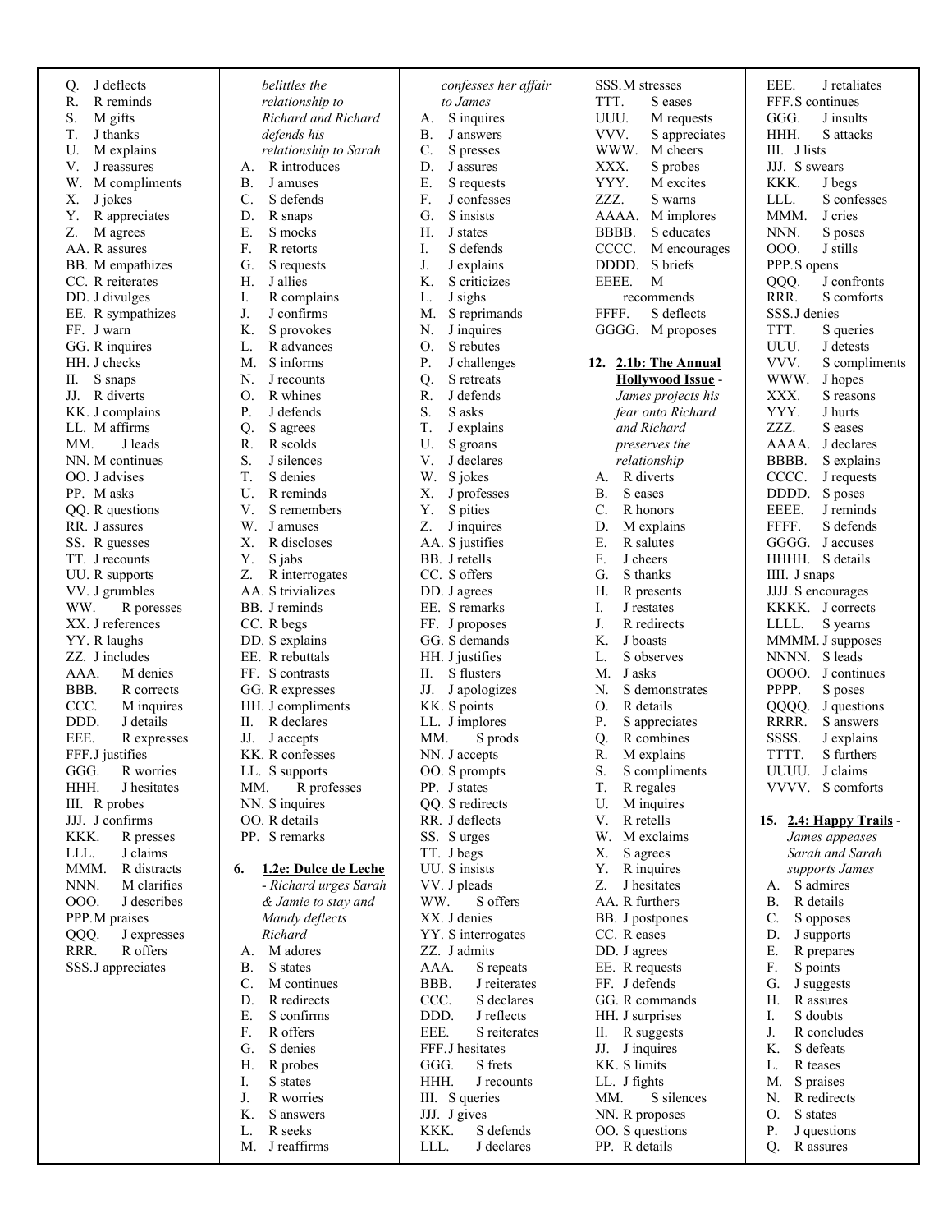Q. J deflects
R. R reminds
S. M gifts
T. J thanks
U. M explains
V. J reassures
W. M compliments
X. J jokes
Y. R appreciates
Z. M agrees
AA. R assures
BB. M empathizes
CC. R reiterates
DD. J divulges
EE. R sympathizes
FF. J warn
GG. R inquires
HH. J checks
II. S snaps
JJ. R diverts
KK. J complains
LL. M affirms
MM. J leads
NN. M continues
OO. J advises
PP. M asks
QQ. R questions
RR. J assures
SS. R guesses
TT. J recounts
UU. R supports
VV. J grumbles
WW. R poresses
XX. J references
YY. R laughs
ZZ. J includes
AAA. M denies
BBB. R corrects
CCC. M inquires
DDD. J details
EEE. R expresses
FFF. J justifies
GGG. R worries
HHH. J hesitates
III. R probes
JJJ. J confirms
KKK. R presses
LLL. J claims
MMM. R distracts
NNN. M clarifies
OOO. J describes
PPP. M praises
QQQ. J expresses
RRR. R offers
SSS. J appreciates

*belittles the relationship to Richard and Richard defends his relationship to Sarah*

A. R introduces
B. J amuses
C. S defends
D. R snaps
E. S mocks
F. R retorts
G. S requests
H. J allies
I. R complains
J. J confirms
K. S provokes
L. R advances
M. S informs
N. J recounts
O. R whines
P. J defends
Q. S agrees
R. R scolds
S. J silences
T. S denies
U. R reminds
V. S remembers
W. J amuses
X. R discloses
Y. S jabs
Z. R interrogates
AA. S trivializes
BB. J reminds
CC. R begs
DD. S explains
EE. R rebuttals
FF. S contrasts
GG. R expresses
HH. J compliments
II. R declares
JJ. J accepts
KK. R confesses
LL. S supports
MM. R professes
NN. S inquires
OO. R details
PP. S remarks

6. **1.2e: Dulce de Leche** - *Richard urges Sarah & Jamie to stay and Mandy deflects Richard*

A. M adores
B. S states
C. M continues
D. R redirects
E. S confirms
F. R offers
G. S denies
H. R probes
I. S states
J. R worries
K. S answers
L. R seeks
M. J reaffirms

*confesses her affair to James*

A. S inquires
B. J answers
C. S presses
D. J assures
E. S requests
F. J confesses
G. S insists
H. J states
I. S defends
J. J explains
K. S criticizes
L. J sighs
M. S reprimands
N. J inquires
O. S rebutes
P. J challenges
Q. S retreats
R. J defends
S. S asks
T. J explains
U. S groans
V. J declares
W. S jokes
X. J professes
Y. S pities
Z. J inquires
AA. S justifies
BB. J retells
CC. S offers
DD. J agrees
EE. S remarks
FF. J proposes
GG. S demands
HH. J justifies
II. S flusters
JJ. J apologizes
KK. S points
LL. J implores
MM. S prods
NN. J accepts
OO. S prompts
PP. J states
QQ. S redirects
RR. J deflects
SS. S urges
TT. J begs
UU. S insists
VV. J pleads
WW. S offers
XX. J denies
YY. S interrogates
ZZ. J admits
AAA. S repeats
BBB. J reiterates
CCC. S declares
DDD. J reflects
EEE. S reiterates
FFF. J hesitates
GGG. S frets
HHH. J recounts
III. S queries
JJJ. J gives
KKK. S defends
LLL. J declares

SSS. M stresses
TTT. S eases
UUU. M requests
VVV. S appreciates
WWW. M cheers
XXX. S probes
YYY. M excites
ZZZ. S warns
AAAA. M implores
BBBB. S educates
CCCC. M encourages
DDDD. S briefs
EEEE. M recommends
FFFF. S deflects
GGGG. M proposes

12. **2.1b: The Annual Hollywood Issue** - *James projects his fear onto Richard and Richard preserves the relationship*

A. R diverts
B. S eases
C. R honors
D. M explains
E. R salutes
F. J cheers
G. S thanks
H. R presents
I. J restates
J. R redirects
K. J boasts
L. S observes
M. J asks
N. S demonstrates
O. R details
P. S appreciates
Q. R combines
R. M explains
S. S compliments
T. R regales
U. M inquires
V. R retells
W. M exclaims
X. S agrees
Y. R inquires
Z. J hesitates
AA. R furthers
BB. J postpones
CC. R eases
DD. J agrees
EE. R requests
FF. J defends
GG. R commands
HH. J surprises
II. R suggests
JJ. J inquires
KK. S limits
LL. J fights
MM. S silences
NN. R proposes
OO. S questions
PP. R details

EEE. J retaliates
FFF. S continues
GGG. J insults
HHH. S attacks
III. J lists
JJJ. S swears
KKK. J begs
LLL. S confesses
MMM. J cries
NNN. S poses
OOO. J stills
PPP. S opens
QQQ. J confronts
RRR. S comforts
SSS. J denies
TTT. S queries
UUU. J detests
VVV. S compliments
WWW. J hopes
XXX. S reasons
YYY. J hurts
ZZZ. S eases
AAAA. J declares
BBBB. S explains
CCCC. J requests
DDDD. S poses
EEEE. J reminds
FFFF. S defends
GGGG. J accuses
HHHH. S details
IIII. J snaps
JJJJ. S encourages
KKKK. J corrects
LLLL. S yearns
MMMM. J supposes
NNNN. S leads
OOOO. J continues
PPPP. S poses
QQQQ. J questions
RRRR. S answers
SSSS. J explains
TTTT. S furthers
UUUU. J claims
VVVV. S comforts

15. **2.4: Happy Trails** - *James appeases Sarah and Sarah supports James*

A. S admires
B. R details
C. S opposes
D. J supports
E. R prepares
F. S points
G. J suggests
H. R assures
I. S doubts
J. R concludes
K. S defeats
L. R teases
M. S praises
N. R redirects
O. S states
P. J questions
Q. R assures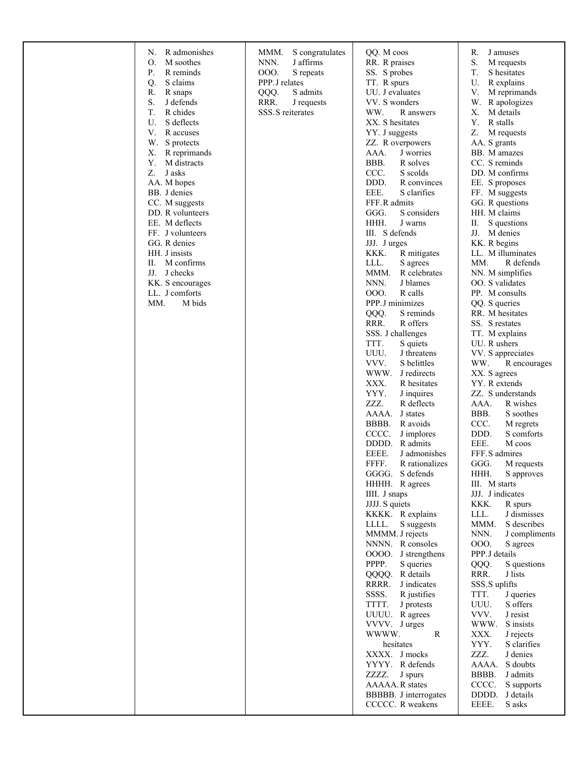| | | | | |
|---|---|---|---|---|
| | N. R admonishes<br>O. M soothes<br>P. R reminds<br>Q. S claims<br>R. R snaps<br>S. J defends<br>T. R chides<br>U. S deflects<br>V. R accuses<br>W. S protects<br>X. R reprimands<br>Y. M distracts<br>Z. J asks<br>AA. M hopes<br>BB. J denies<br>CC. M suggests<br>DD. R volunteers<br>EE. M deflects<br>FF. J volunteers<br>GG. R denies<br>HH. J insists<br>II. M confirms<br>JJ. J checks<br>KK. S encourages<br>LL. J comforts<br>MM. M bids | MMM. S congratulates<br>NNN. J affirms<br>OOO. S repeats<br>PPP. J relates<br>QQQ. S admits<br>RRR. J requests<br>SSS. S reiterates | QQ. M coos<br>RR. R praises<br>SS. S probes<br>TT. R spurs<br>UU. J evaluates<br>VV. S wonders<br>WW. R answers<br>XX. S hesitates<br>YY. J suggests<br>ZZ. R overpowers<br>AAA. J worries<br>BBB. R solves<br>CCC. S scolds<br>DDD. R convinces<br>EEE. S clarifies<br>FFF. R admits<br>GGG. S considers<br>HHH. J warns<br>III. S defends<br>JJJ. J urges<br>KKK. R mitigates<br>LLL. S agrees<br>MMM. R celebrates<br>NNN. J blames<br>OOO. R calls<br>PPP. J minimizes<br>QQQ. S reminds<br>RRR. R offers<br>SSS. J challenges<br>TTT. S quiets<br>UUU. J threatens<br>VVV. S belittles<br>WWW. J redirects<br>XXX. R hesitates<br>YYY. J inquires<br>ZZZ. R deflects<br>AAAA. J states<br>BBBB. R avoids<br>CCCC. J implores<br>DDDD. R admits<br>EEEE. J admonishes<br>FFFF. R rationalizes<br>GGGG. S defends<br>HHHH. R agrees<br>IIII. J snaps<br>JJJJ. S quiets<br>KKKK. R explains<br>LLLL. S suggests<br>MMMM. J rejects<br>NNNN. R consoles<br>OOOO. J strengthens<br>PPPP. S queries<br>QQQQ. R details<br>RRRR. J indicates<br>SSSS. R justifies<br>TTTT. J protests<br>UUUU. R agrees<br>VVVV. J urges<br>WWWW. R hesitates<br>XXXX. J mocks<br>YYYY. R defends<br>ZZZZ. J spurs<br>AAAAA. R states<br>BBBBB. J interrogates<br>CCCCC. R weakens | R. J amuses<br>S. M requests<br>T. S hesitates<br>U. R explains<br>V. M reprimands<br>W. R apologizes<br>X. M details<br>Y. R stalls<br>Z. M requests<br>AA. S grants<br>BB. M amazes<br>CC. S reminds<br>DD. M confirms<br>EE. S proposes<br>FF. M suggests<br>GG. R questions<br>HH. M claims<br>II. S questions<br>JJ. M denies<br>KK. R begins<br>LL. M illuminates<br>MM. R defends<br>NN. M simplifies<br>OO. S validates<br>PP. M consults<br>QQ. S queries<br>RR. M hesitates<br>SS. S restates<br>TT. M explains<br>UU. R ushers<br>VV. S appreciates<br>WW. R encourages<br>XX. S agrees<br>YY. R extends<br>ZZ. S understands<br>AAA. R wishes<br>BBB. S soothes<br>CCC. M regrets<br>DDD. S comforts<br>EEE. M coos<br>FFF. S admires<br>GGG. M requests<br>HHH. S approves<br>III. M starts<br>JJJ. J indicates<br>KKK. R spurs<br>LLL. J dismisses<br>MMM. S describes<br>NNN. J compliments<br>OOO. S agrees<br>PPP. J details<br>QQQ. S questions<br>RRR. J lists<br>SSS. S uplifts<br>TTT. J queries<br>UUU. S offers<br>VVV. J resist<br>WWW. S insists<br>XXX. J rejects<br>YYY. S clarifies<br>ZZZ. J denies<br>AAAA. S doubts<br>BBBB. J admits<br>CCCC. S supports<br>DDDD. J details<br>EEEE. S asks |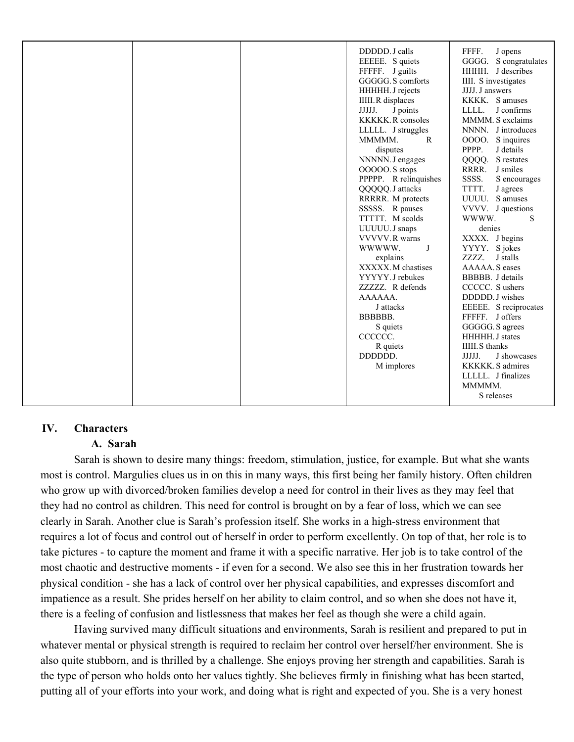| | | | DDDDD. J calls<br>EEEEE. S quiets<br>FFFFF. J guilts<br>GGGGG. S comforts<br>HHHHH. J rejects<br>IIIII. R displaces<br>JJJJJ. J points<br>KKKKK. R consoles<br>LLLLL. J struggles<br>MMMMM. R disputes<br>NNNNN. J engages<br>OOOOO. S stops<br>PPPPP. R relinquishes<br>QQQQQ. J attacks<br>RRRRR. M protects<br>SSSSS. R pauses<br>TTTTT. M scolds<br>UUUUU. J snaps<br>VVVVV. R warns<br>WWWWW. J explains<br>XXXXX. M chastises<br>YYYYY. J rebukes<br>ZZZZZ. R defends<br>AAAAAA. J attacks<br>BBBBBB. S quiets<br>CCCCCC. R quiets<br>DDDDDD. M implores | FFFF. J opens<br>GGGG. S congratulates<br>HHHH. J describes<br>IIII. S investigates<br>JJJJ. J answers<br>KKKK. S amuses<br>LLLL. J confirms<br>MMMM. S exclaims<br>NNNN. J introduces<br>OOOO. S inquires<br>PPPP. J details<br>QQQQ. S restates<br>RRRR. J smiles<br>SSSS. S encourages<br>TTTT. J agrees<br>UUUU. S amuses<br>VVVV. J questions<br>WWWW. S denies<br>XXXX. J begins<br>YYYY. S jokes<br>ZZZZ. J stalls<br>AAAAA. S eases<br>BBBBB. J details<br>CCCCC. S ushers<br>DDDDD. J wishes<br>EEEEE. S reciprocates<br>FFFFF. J offers<br>GGGGG. S agrees<br>HHHHH. J states<br>IIIII. S thanks<br>JJJJJ. J showcases<br>KKKKK. S admires<br>LLLLL. J finalizes<br>MMMMM. S releases |
|---|---|---|---|---|

## IV. Characters

### A. Sarah

Sarah is shown to desire many things: freedom, stimulation, justice, for example. But what she wants most is control. Margulies clues us in on this in many ways, this first being her family history. Often children who grow up with divorced/broken families develop a need for control in their lives as they may feel that they had no control as children. This need for control is brought on by a fear of loss, which we can see clearly in Sarah. Another clue is Sarah's profession itself. She works in a high-stress environment that requires a lot of focus and control out of herself in order to perform excellently. On top of that, her role is to take pictures - to capture the moment and frame it with a specific narrative. Her job is to take control of the most chaotic and destructive moments - if even for a second. We also see this in her frustration towards her physical condition - she has a lack of control over her physical capabilities, and expresses discomfort and impatience as a result. She prides herself on her ability to claim control, and so when she does not have it, there is a feeling of confusion and listlessness that makes her feel as though she were a child again.

Having survived many difficult situations and environments, Sarah is resilient and prepared to put in whatever mental or physical strength is required to reclaim her control over herself/her environment. She is also quite stubborn, and is thrilled by a challenge. She enjoys proving her strength and capabilities. Sarah is the type of person who holds onto her values tightly. She believes firmly in finishing what has been started, putting all of your efforts into your work, and doing what is right and expected of you. She is a very honest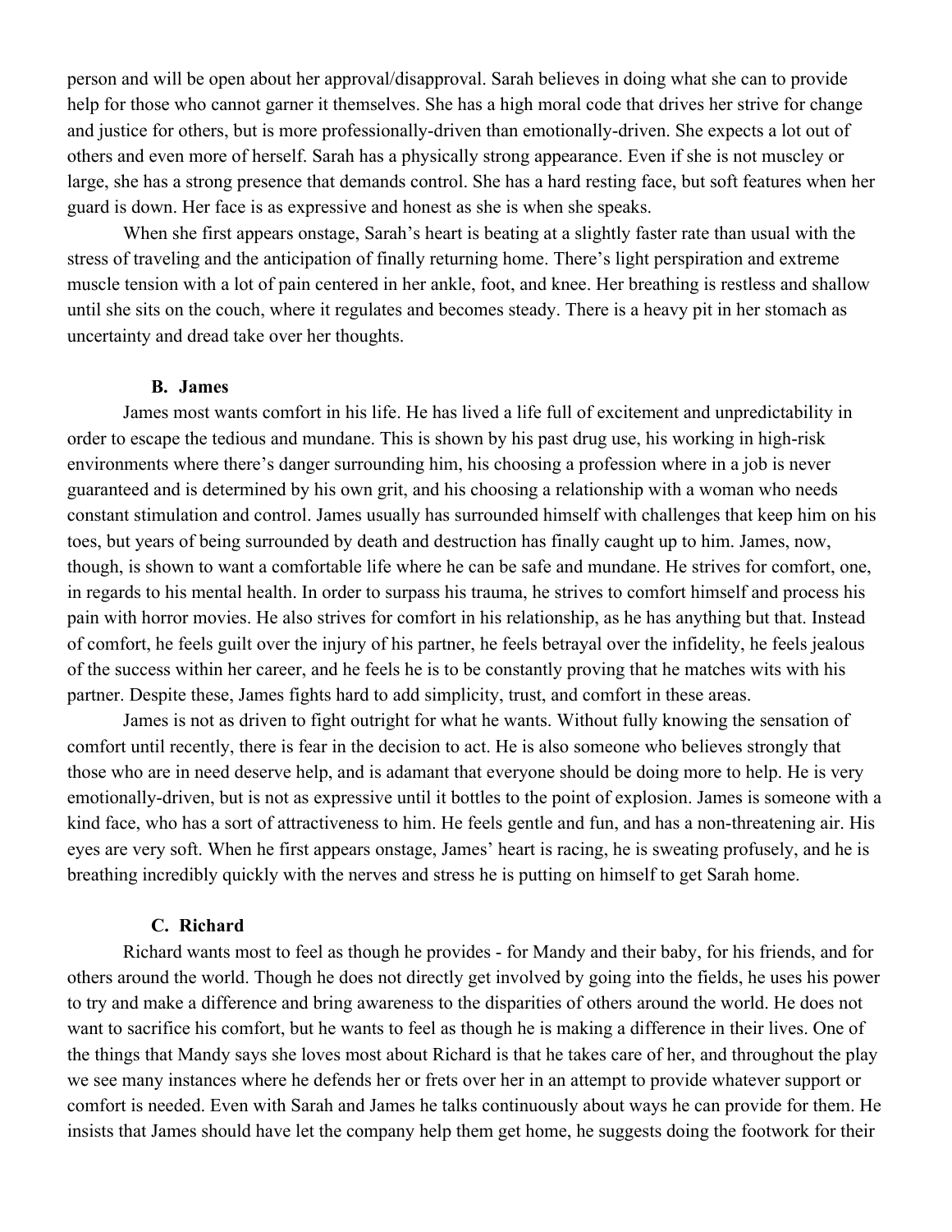person and will be open about her approval/disapproval. Sarah believes in doing what she can to provide help for those who cannot garner it themselves. She has a high moral code that drives her strive for change and justice for others, but is more professionally-driven than emotionally-driven. She expects a lot out of others and even more of herself. Sarah has a physically strong appearance. Even if she is not muscley or large, she has a strong presence that demands control. She has a hard resting face, but soft features when her guard is down. Her face is as expressive and honest as she is when she speaks.

When she first appears onstage, Sarah's heart is beating at a slightly faster rate than usual with the stress of traveling and the anticipation of finally returning home. There's light perspiration and extreme muscle tension with a lot of pain centered in her ankle, foot, and knee. Her breathing is restless and shallow until she sits on the couch, where it regulates and becomes steady. There is a heavy pit in her stomach as uncertainty and dread take over her thoughts.

### B. James

James most wants comfort in his life. He has lived a life full of excitement and unpredictability in order to escape the tedious and mundane. This is shown by his past drug use, his working in high-risk environments where there's danger surrounding him, his choosing a profession where in a job is never guaranteed and is determined by his own grit, and his choosing a relationship with a woman who needs constant stimulation and control. James usually has surrounded himself with challenges that keep him on his toes, but years of being surrounded by death and destruction has finally caught up to him. James, now, though, is shown to want a comfortable life where he can be safe and mundane. He strives for comfort, one, in regards to his mental health. In order to surpass his trauma, he strives to comfort himself and process his pain with horror movies. He also strives for comfort in his relationship, as he has anything but that. Instead of comfort, he feels guilt over the injury of his partner, he feels betrayal over the infidelity, he feels jealous of the success within her career, and he feels he is to be constantly proving that he matches wits with his partner. Despite these, James fights hard to add simplicity, trust, and comfort in these areas.

James is not as driven to fight outright for what he wants. Without fully knowing the sensation of comfort until recently, there is fear in the decision to act. He is also someone who believes strongly that those who are in need deserve help, and is adamant that everyone should be doing more to help. He is very emotionally-driven, but is not as expressive until it bottles to the point of explosion. James is someone with a kind face, who has a sort of attractiveness to him. He feels gentle and fun, and has a non-threatening air. His eyes are very soft. When he first appears onstage, James' heart is racing, he is sweating profusely, and he is breathing incredibly quickly with the nerves and stress he is putting on himself to get Sarah home.

### C. Richard

Richard wants most to feel as though he provides - for Mandy and their baby, for his friends, and for others around the world. Though he does not directly get involved by going into the fields, he uses his power to try and make a difference and bring awareness to the disparities of others around the world. He does not want to sacrifice his comfort, but he wants to feel as though he is making a difference in their lives. One of the things that Mandy says she loves most about Richard is that he takes care of her, and throughout the play we see many instances where he defends her or frets over her in an attempt to provide whatever support or comfort is needed. Even with Sarah and James he talks continuously about ways he can provide for them. He insists that James should have let the company help them get home, he suggests doing the footwork for their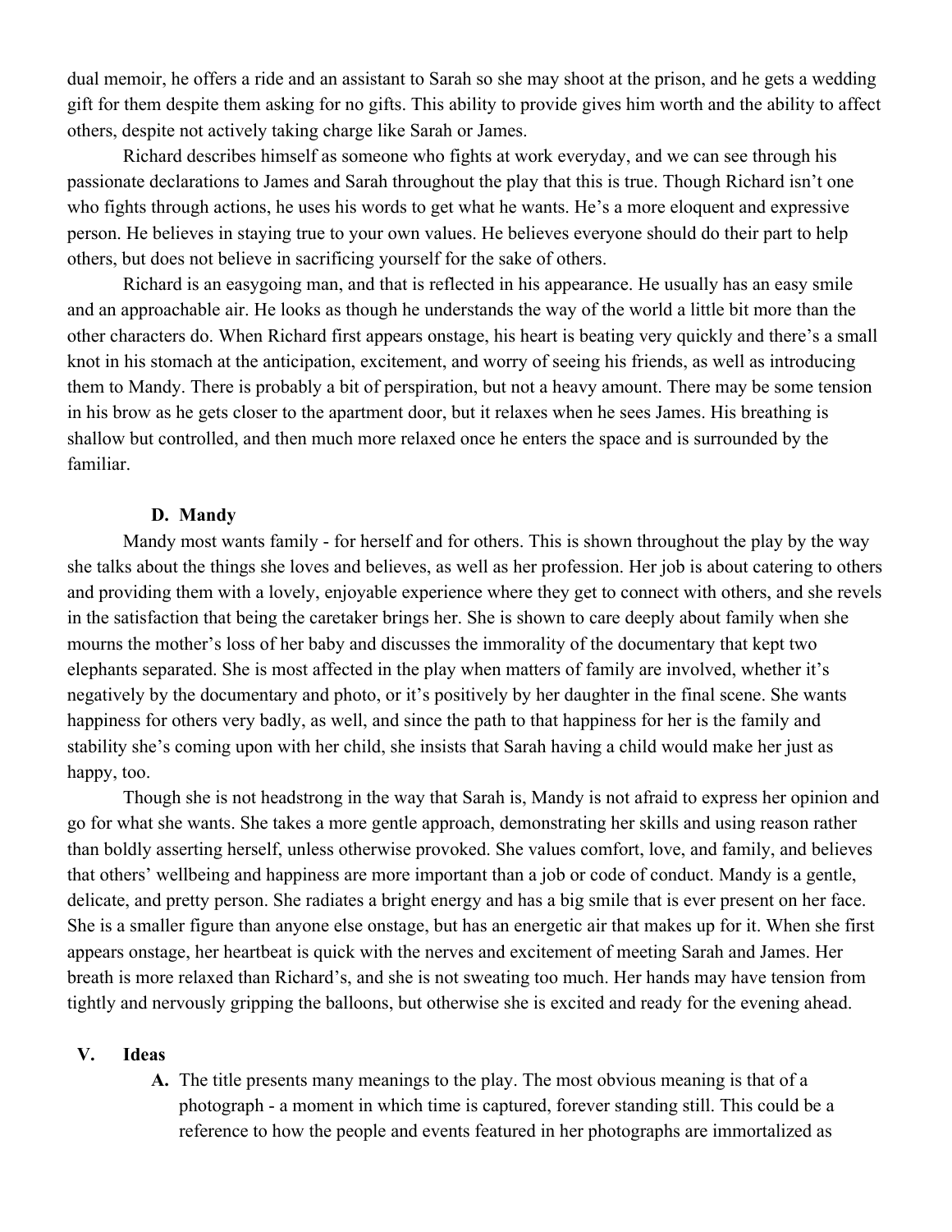dual memoir, he offers a ride and an assistant to Sarah so she may shoot at the prison, and he gets a wedding gift for them despite them asking for no gifts. This ability to provide gives him worth and the ability to affect others, despite not actively taking charge like Sarah or James.

Richard describes himself as someone who fights at work everyday, and we can see through his passionate declarations to James and Sarah throughout the play that this is true. Though Richard isn't one who fights through actions, he uses his words to get what he wants. He's a more eloquent and expressive person. He believes in staying true to your own values. He believes everyone should do their part to help others, but does not believe in sacrificing yourself for the sake of others.

Richard is an easygoing man, and that is reflected in his appearance. He usually has an easy smile and an approachable air. He looks as though he understands the way of the world a little bit more than the other characters do. When Richard first appears onstage, his heart is beating very quickly and there's a small knot in his stomach at the anticipation, excitement, and worry of seeing his friends, as well as introducing them to Mandy. There is probably a bit of perspiration, but not a heavy amount. There may be some tension in his brow as he gets closer to the apartment door, but it relaxes when he sees James. His breathing is shallow but controlled, and then much more relaxed once he enters the space and is surrounded by the familiar.

### D. Mandy

Mandy most wants family - for herself and for others. This is shown throughout the play by the way she talks about the things she loves and believes, as well as her profession. Her job is about catering to others and providing them with a lovely, enjoyable experience where they get to connect with others, and she revels in the satisfaction that being the caretaker brings her. She is shown to care deeply about family when she mourns the mother's loss of her baby and discusses the immorality of the documentary that kept two elephants separated. She is most affected in the play when matters of family are involved, whether it's negatively by the documentary and photo, or it's positively by her daughter in the final scene. She wants happiness for others very badly, as well, and since the path to that happiness for her is the family and stability she's coming upon with her child, she insists that Sarah having a child would make her just as happy, too.

Though she is not headstrong in the way that Sarah is, Mandy is not afraid to express her opinion and go for what she wants. She takes a more gentle approach, demonstrating her skills and using reason rather than boldly asserting herself, unless otherwise provoked. She values comfort, love, and family, and believes that others' wellbeing and happiness are more important than a job or code of conduct. Mandy is a gentle, delicate, and pretty person. She radiates a bright energy and has a big smile that is ever present on her face. She is a smaller figure than anyone else onstage, but has an energetic air that makes up for it. When she first appears onstage, her heartbeat is quick with the nerves and excitement of meeting Sarah and James. Her breath is more relaxed than Richard's, and she is not sweating too much. Her hands may have tension from tightly and nervously gripping the balloons, but otherwise she is excited and ready for the evening ahead.

## V. Ideas

**A.** The title presents many meanings to the play. The most obvious meaning is that of a photograph - a moment in which time is captured, forever standing still. This could be a reference to how the people and events featured in her photographs are immortalized as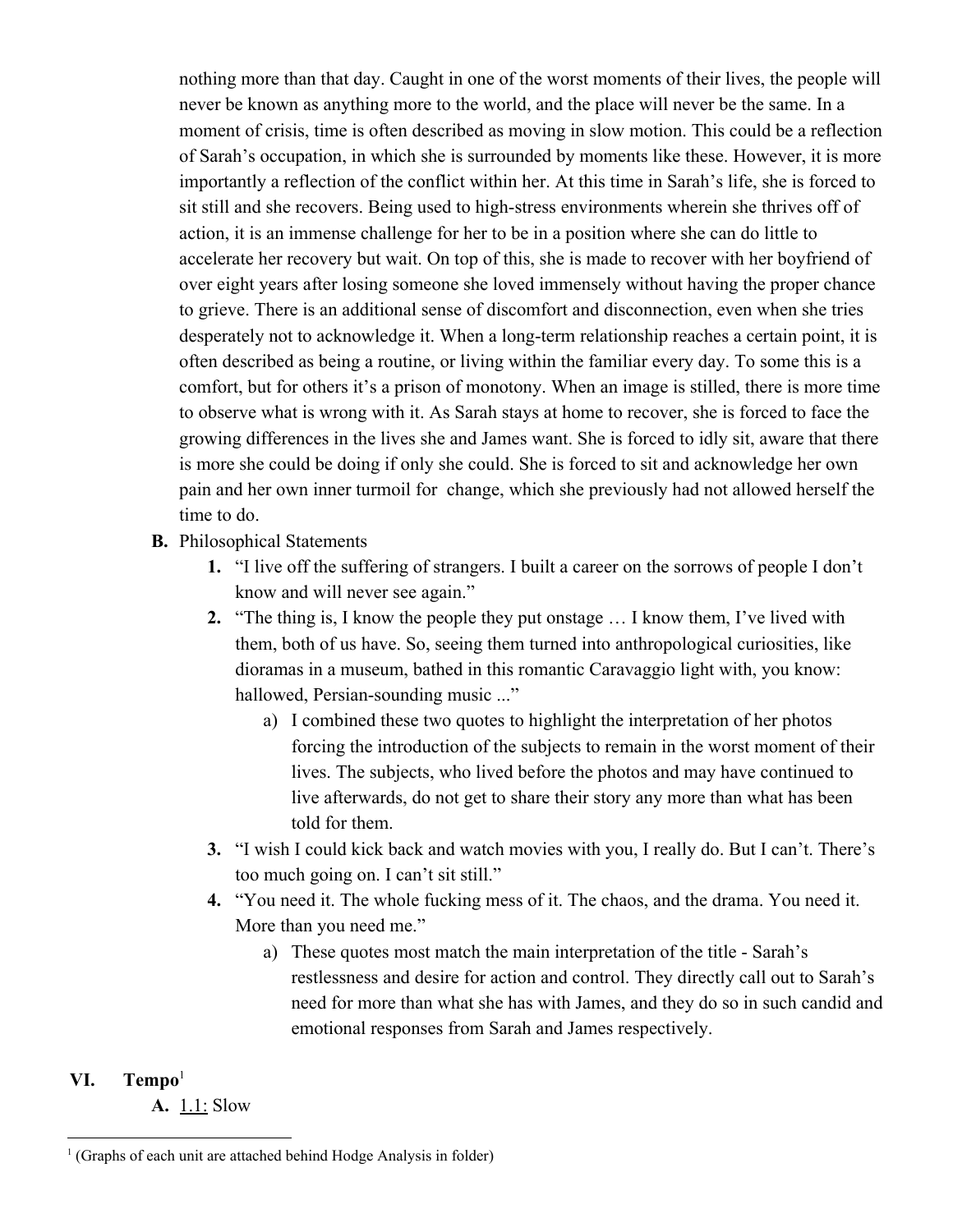nothing more than that day. Caught in one of the worst moments of their lives, the people will never be known as anything more to the world, and the place will never be the same. In a moment of crisis, time is often described as moving in slow motion. This could be a reflection of Sarah's occupation, in which she is surrounded by moments like these. However, it is more importantly a reflection of the conflict within her. At this time in Sarah's life, she is forced to sit still and she recovers. Being used to high-stress environments wherein she thrives off of action, it is an immense challenge for her to be in a position where she can do little to accelerate her recovery but wait. On top of this, she is made to recover with her boyfriend of over eight years after losing someone she loved immensely without having the proper chance to grieve. There is an additional sense of discomfort and disconnection, even when she tries desperately not to acknowledge it. When a long-term relationship reaches a certain point, it is often described as being a routine, or living within the familiar every day. To some this is a comfort, but for others it's a prison of monotony. When an image is stilled, there is more time to observe what is wrong with it. As Sarah stays at home to recover, she is forced to face the growing differences in the lives she and James want. She is forced to idly sit, aware that there is more she could be doing if only she could. She is forced to sit and acknowledge her own pain and her own inner turmoil for change, which she previously had not allowed herself the time to do.

**B.** Philosophical Statements

1. "I live off the suffering of strangers. I built a career on the sorrows of people I don't know and will never see again."
2. "The thing is, I know the people they put onstage … I know them, I've lived with them, both of us have. So, seeing them turned into anthropological curiosities, like dioramas in a museum, bathed in this romantic Caravaggio light with, you know: hallowed, Persian-sounding music ..."
    a) I combined these two quotes to highlight the interpretation of her photos forcing the introduction of the subjects to remain in the worst moment of their lives. The subjects, who lived before the photos and may have continued to live afterwards, do not get to share their story any more than what has been told for them.
3. "I wish I could kick back and watch movies with you, I really do. But I can't. There's too much going on. I can't sit still."
4. "You need it. The whole fucking mess of it. The chaos, and the drama. You need it. More than you need me."
    a) These quotes most match the main interpretation of the title - Sarah's restlessness and desire for action and control. They directly call out to Sarah's need for more than what she has with James, and they do so in such candid and emotional responses from Sarah and James respectively.

## VI. Tempo[1]

**A.** 1.1: Slow

[1] (Graphs of each unit are attached behind Hodge Analysis in folder)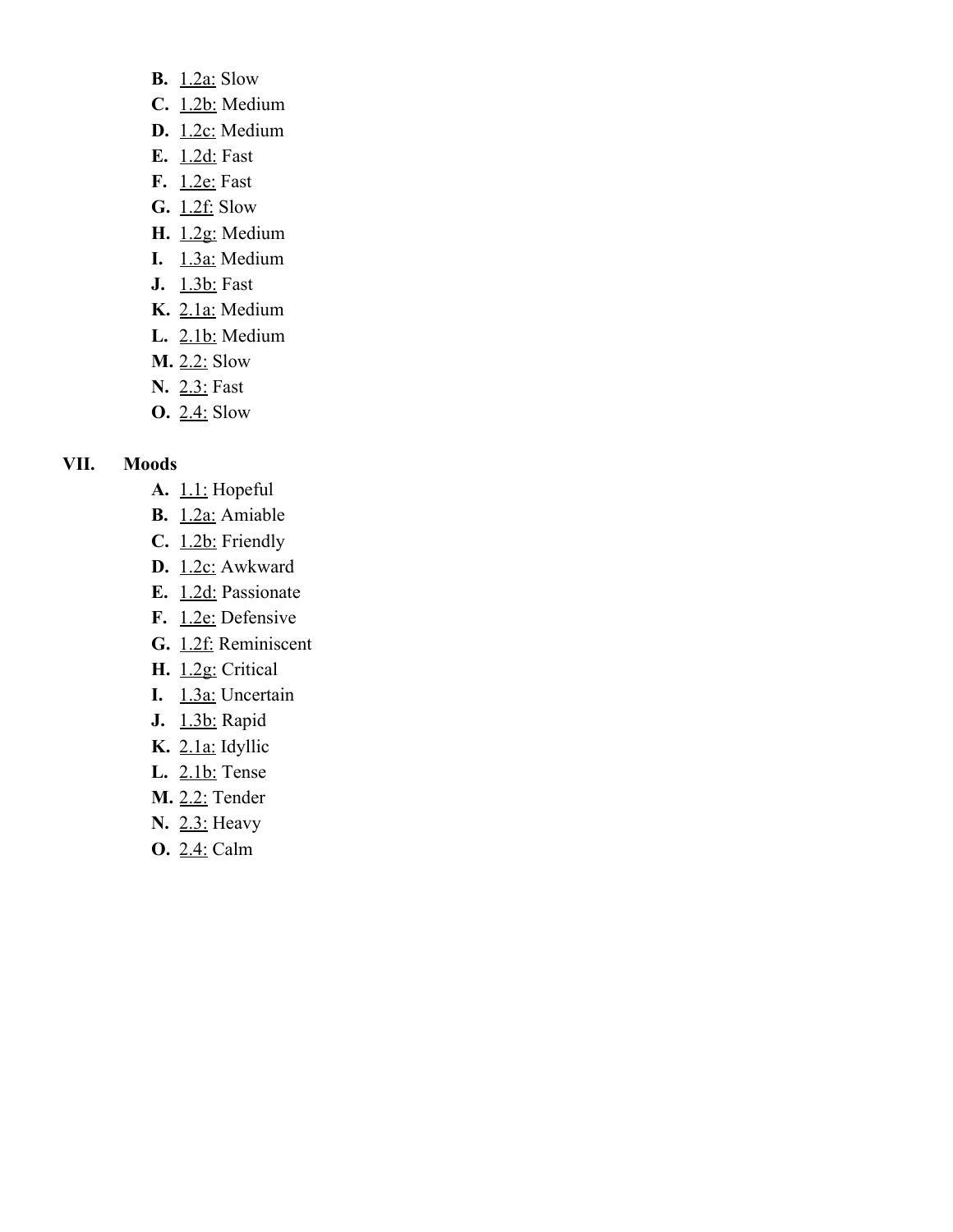B. 1.2a: Slow
C. 1.2b: Medium
D. 1.2c: Medium
E. 1.2d: Fast
F. 1.2e: Fast
G. 1.2f: Slow
H. 1.2g: Medium
I. 1.3a: Medium
J. 1.3b: Fast
K. 2.1a: Medium
L. 2.1b: Medium
M. 2.2: Slow
N. 2.3: Fast
O. 2.4: Slow

## VII. Moods

A. 1.1: Hopeful
B. 1.2a: Amiable
C. 1.2b: Friendly
D. 1.2c: Awkward
E. 1.2d: Passionate
F. 1.2e: Defensive
G. 1.2f: Reminiscent
H. 1.2g: Critical
I. 1.3a: Uncertain
J. 1.3b: Rapid
K. 2.1a: Idyllic
L. 2.1b: Tense
M. 2.2: Tender
N. 2.3: Heavy
O. 2.4: Calm